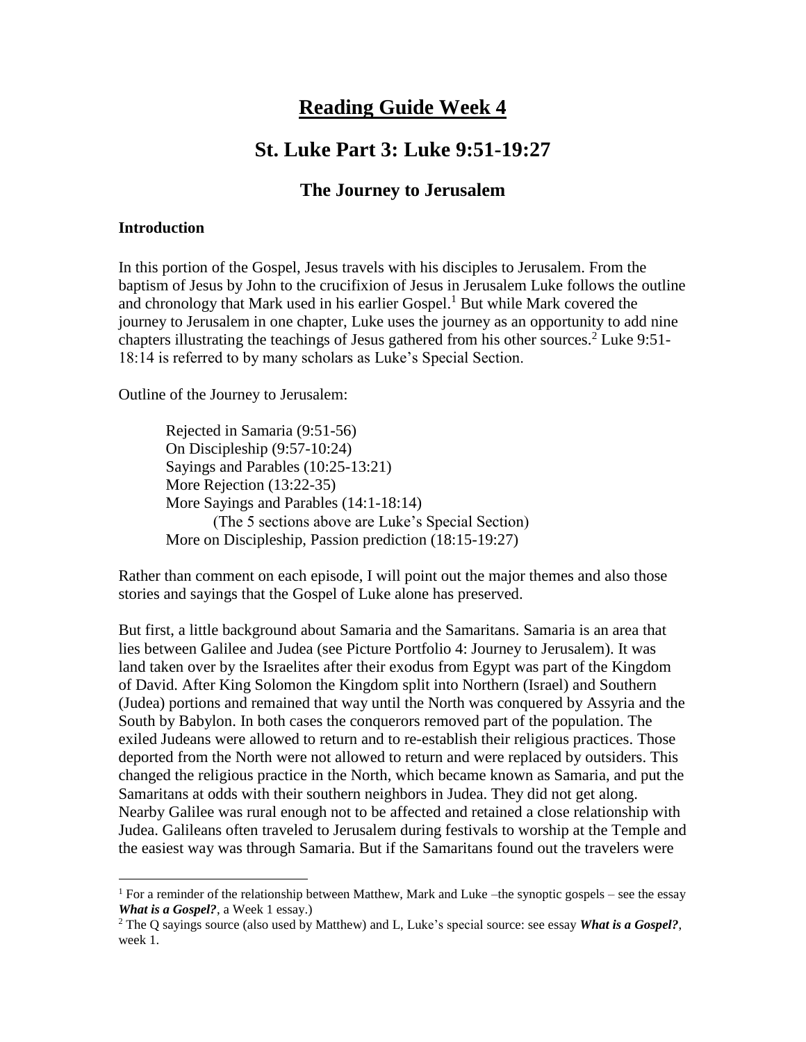# Reading Guide Week 4

## St. Luke Part 3: Luke 9:51-19:27

### The Journey to Jerusalem

**Introduction**

In this portion of the Gospel, Jesus travels with his disciples to Jerusalem. From the baptism of Jesus by John to the crucifixion of Jesus in Jerusalem Luke follows the outline and chronology that Mark used in his earlier Gospel.[1] But while Mark covered the journey to Jerusalem in one chapter, Luke uses the journey as an opportunity to add nine chapters illustrating the teachings of Jesus gathered from his other sources.[2] Luke 9:51-18:14 is referred to by many scholars as Luke's Special Section.

Outline of the Journey to Jerusalem:

> Rejected in Samaria (9:51-56)
> On Discipleship (9:57-10:24)
> Sayings and Parables (10:25-13:21)
> More Rejection (13:22-35)
> More Sayings and Parables (14:1-18:14)
> (The 5 sections above are Luke's Special Section)
> More on Discipleship, Passion prediction (18:15-19:27)

Rather than comment on each episode, I will point out the major themes and also those stories and sayings that the Gospel of Luke alone has preserved.

But first, a little background about Samaria and the Samaritans. Samaria is an area that lies between Galilee and Judea (see Picture Portfolio 4: Journey to Jerusalem). It was land taken over by the Israelites after their exodus from Egypt was part of the Kingdom of David. After King Solomon the Kingdom split into Northern (Israel) and Southern (Judea) portions and remained that way until the North was conquered by Assyria and the South by Babylon. In both cases the conquerors removed part of the population. The exiled Judeans were allowed to return and to re-establish their religious practices. Those deported from the North were not allowed to return and were replaced by outsiders. This changed the religious practice in the North, which became known as Samaria, and put the Samaritans at odds with their southern neighbors in Judea. They did not get along. Nearby Galilee was rural enough not to be affected and retained a close relationship with Judea. Galileans often traveled to Jerusalem during festivals to worship at the Temple and the easiest way was through Samaria. But if the Samaritans found out the travelers were

---

[1] For a reminder of the relationship between Matthew, Mark and Luke –the synoptic gospels – see the essay ***What is a Gospel?***, a Week 1 essay.)

[2] The Q sayings source (also used by Matthew) and L, Luke's special source: see essay ***What is a Gospel?***, week 1.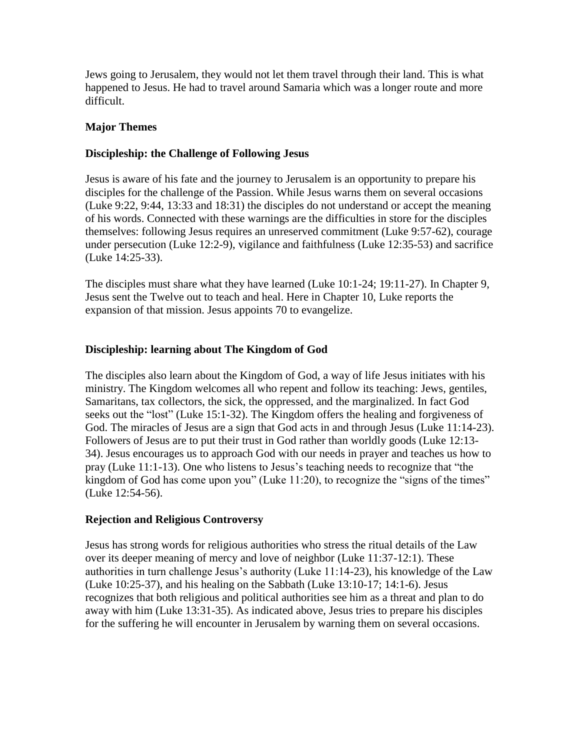Jews going to Jerusalem, they would not let them travel through their land. This is what happened to Jesus. He had to travel around Samaria which was a longer route and more difficult.

## Major Themes

### Discipleship: the Challenge of Following Jesus

Jesus is aware of his fate and the journey to Jerusalem is an opportunity to prepare his disciples for the challenge of the Passion. While Jesus warns them on several occasions (Luke 9:22, 9:44, 13:33 and 18:31) the disciples do not understand or accept the meaning of his words. Connected with these warnings are the difficulties in store for the disciples themselves: following Jesus requires an unreserved commitment (Luke 9:57-62), courage under persecution (Luke 12:2-9), vigilance and faithfulness (Luke 12:35-53) and sacrifice (Luke 14:25-33).

The disciples must share what they have learned (Luke 10:1-24; 19:11-27). In Chapter 9, Jesus sent the Twelve out to teach and heal. Here in Chapter 10, Luke reports the expansion of that mission. Jesus appoints 70 to evangelize.

### Discipleship: learning about The Kingdom of God

The disciples also learn about the Kingdom of God, a way of life Jesus initiates with his ministry. The Kingdom welcomes all who repent and follow its teaching: Jews, gentiles, Samaritans, tax collectors, the sick, the oppressed, and the marginalized. In fact God seeks out the "lost" (Luke 15:1-32). The Kingdom offers the healing and forgiveness of God. The miracles of Jesus are a sign that God acts in and through Jesus (Luke 11:14-23). Followers of Jesus are to put their trust in God rather than worldly goods (Luke 12:13-34). Jesus encourages us to approach God with our needs in prayer and teaches us how to pray (Luke 11:1-13). One who listens to Jesus's teaching needs to recognize that "the kingdom of God has come upon you" (Luke 11:20), to recognize the "signs of the times" (Luke 12:54-56).

### Rejection and Religious Controversy

Jesus has strong words for religious authorities who stress the ritual details of the Law over its deeper meaning of mercy and love of neighbor (Luke 11:37-12:1). These authorities in turn challenge Jesus's authority (Luke 11:14-23), his knowledge of the Law (Luke 10:25-37), and his healing on the Sabbath (Luke 13:10-17; 14:1-6). Jesus recognizes that both religious and political authorities see him as a threat and plan to do away with him (Luke 13:31-35). As indicated above, Jesus tries to prepare his disciples for the suffering he will encounter in Jerusalem by warning them on several occasions.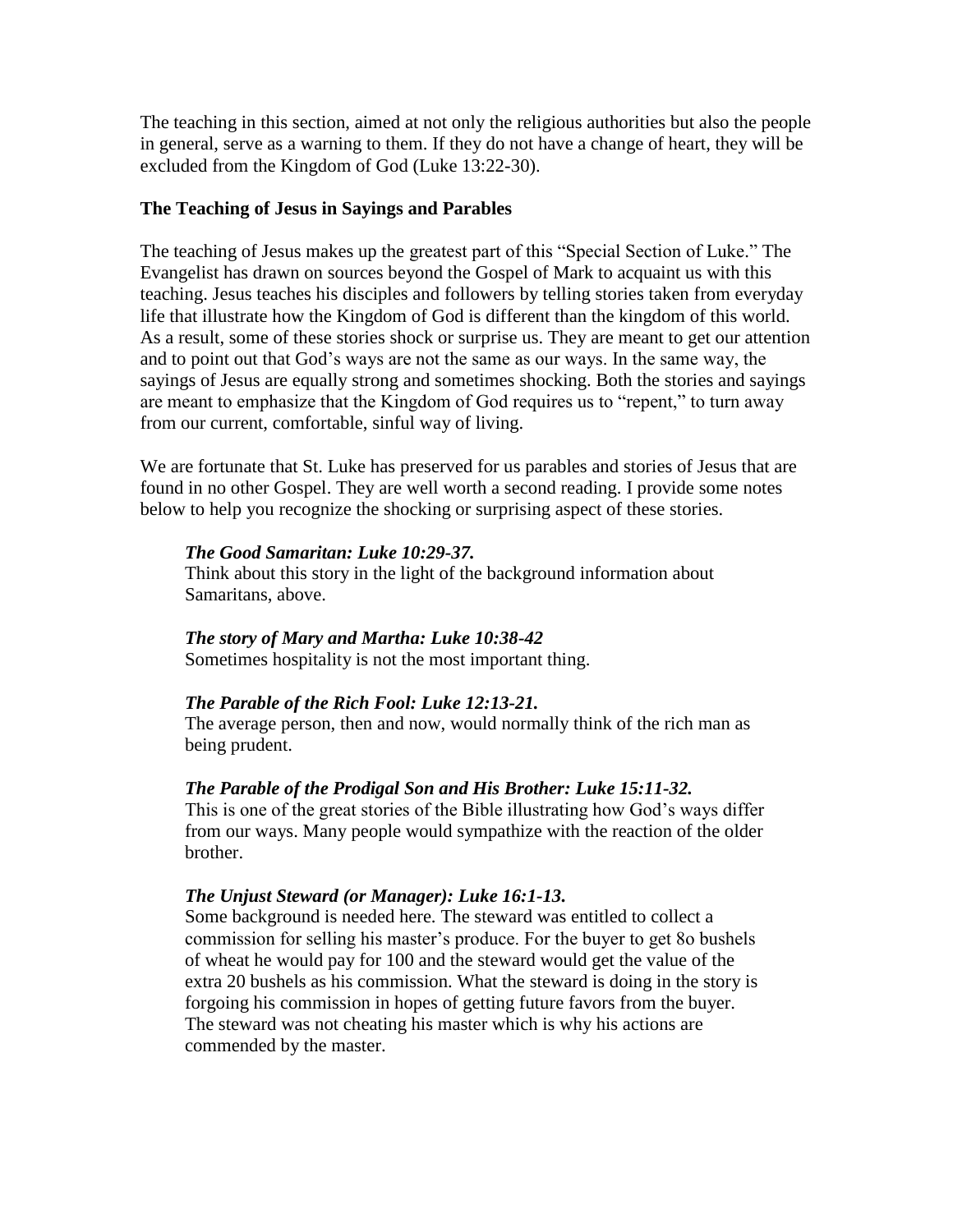The teaching in this section, aimed at not only the religious authorities but also the people in general, serve as a warning to them. If they do not have a change of heart, they will be excluded from the Kingdom of God (Luke 13:22-30).

### The Teaching of Jesus in Sayings and Parables

The teaching of Jesus makes up the greatest part of this "Special Section of Luke." The Evangelist has drawn on sources beyond the Gospel of Mark to acquaint us with this teaching. Jesus teaches his disciples and followers by telling stories taken from everyday life that illustrate how the Kingdom of God is different than the kingdom of this world. As a result, some of these stories shock or surprise us. They are meant to get our attention and to point out that God's ways are not the same as our ways. In the same way, the sayings of Jesus are equally strong and sometimes shocking. Both the stories and sayings are meant to emphasize that the Kingdom of God requires us to "repent," to turn away from our current, comfortable, sinful way of living.

We are fortunate that St. Luke has preserved for us parables and stories of Jesus that are found in no other Gospel. They are well worth a second reading. I provide some notes below to help you recognize the shocking or surprising aspect of these stories.

***The Good Samaritan: Luke 10:29-37.***
Think about this story in the light of the background information about Samaritans, above.

***The story of Mary and Martha: Luke 10:38-42***
Sometimes hospitality is not the most important thing.

***The Parable of the Rich Fool: Luke 12:13-21.***
The average person, then and now, would normally think of the rich man as being prudent.

***The Parable of the Prodigal Son and His Brother: Luke 15:11-32.***
This is one of the great stories of the Bible illustrating how God's ways differ from our ways. Many people would sympathize with the reaction of the older brother.

***The Unjust Steward (or Manager): Luke 16:1-13.***
Some background is needed here. The steward was entitled to collect a commission for selling his master's produce. For the buyer to get 8o bushels of wheat he would pay for 100 and the steward would get the value of the extra 20 bushels as his commission. What the steward is doing in the story is forgoing his commission in hopes of getting future favors from the buyer. The steward was not cheating his master which is why his actions are commended by the master.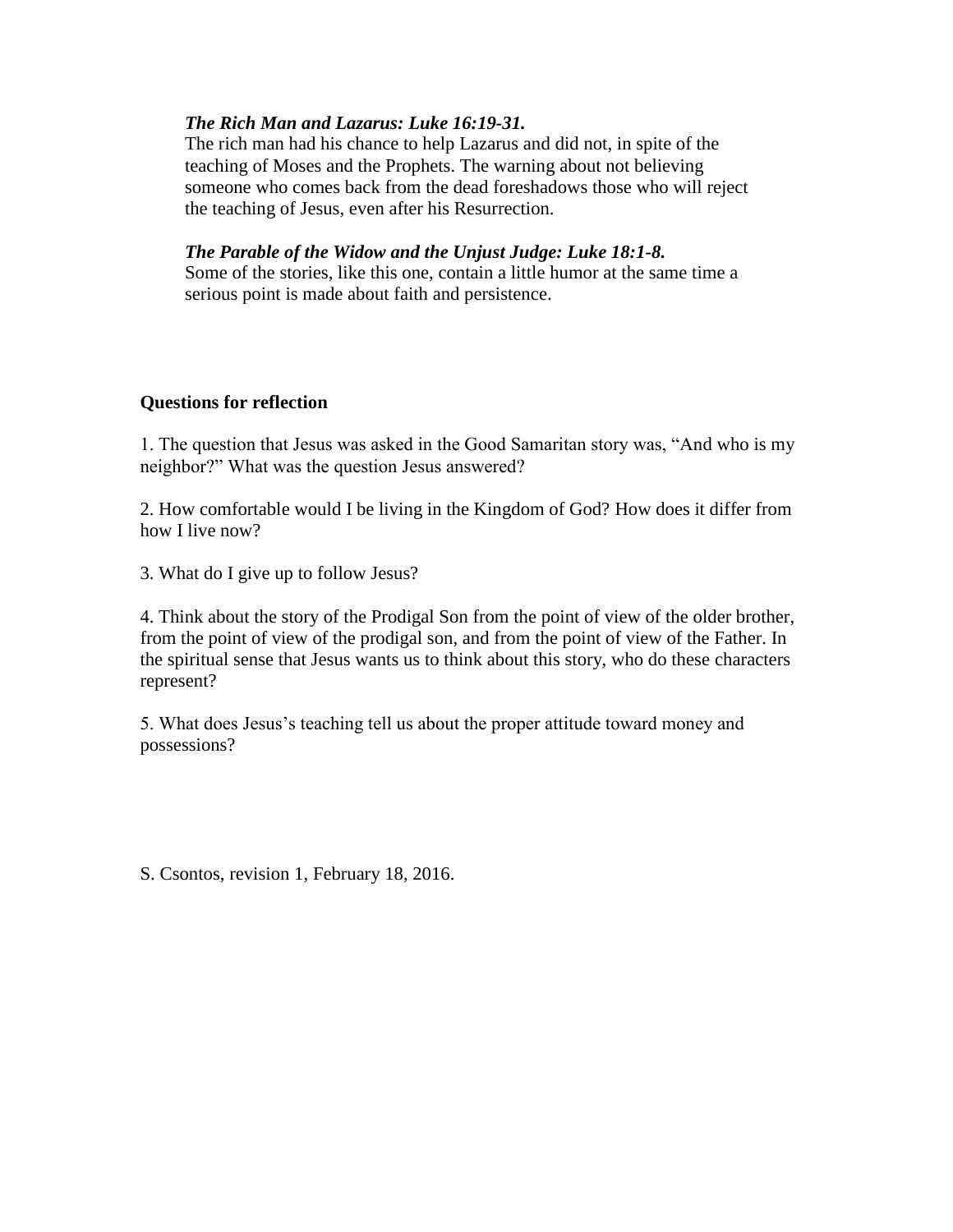***The Rich Man and Lazarus: Luke 16:19-31.***
The rich man had his chance to help Lazarus and did not, in spite of the teaching of Moses and the Prophets. The warning about not believing someone who comes back from the dead foreshadows those who will reject the teaching of Jesus, even after his Resurrection.

***The Parable of the Widow and the Unjust Judge: Luke 18:1-8.***
Some of the stories, like this one, contain a little humor at the same time a serious point is made about faith and persistence.

**Questions for reflection**

1. The question that Jesus was asked in the Good Samaritan story was, "And who is my neighbor?" What was the question Jesus answered?

2. How comfortable would I be living in the Kingdom of God? How does it differ from how I live now?

3. What do I give up to follow Jesus?

4. Think about the story of the Prodigal Son from the point of view of the older brother, from the point of view of the prodigal son, and from the point of view of the Father. In the spiritual sense that Jesus wants us to think about this story, who do these characters represent?

5. What does Jesus's teaching tell us about the proper attitude toward money and possessions?

S. Csontos, revision 1, February 18, 2016.